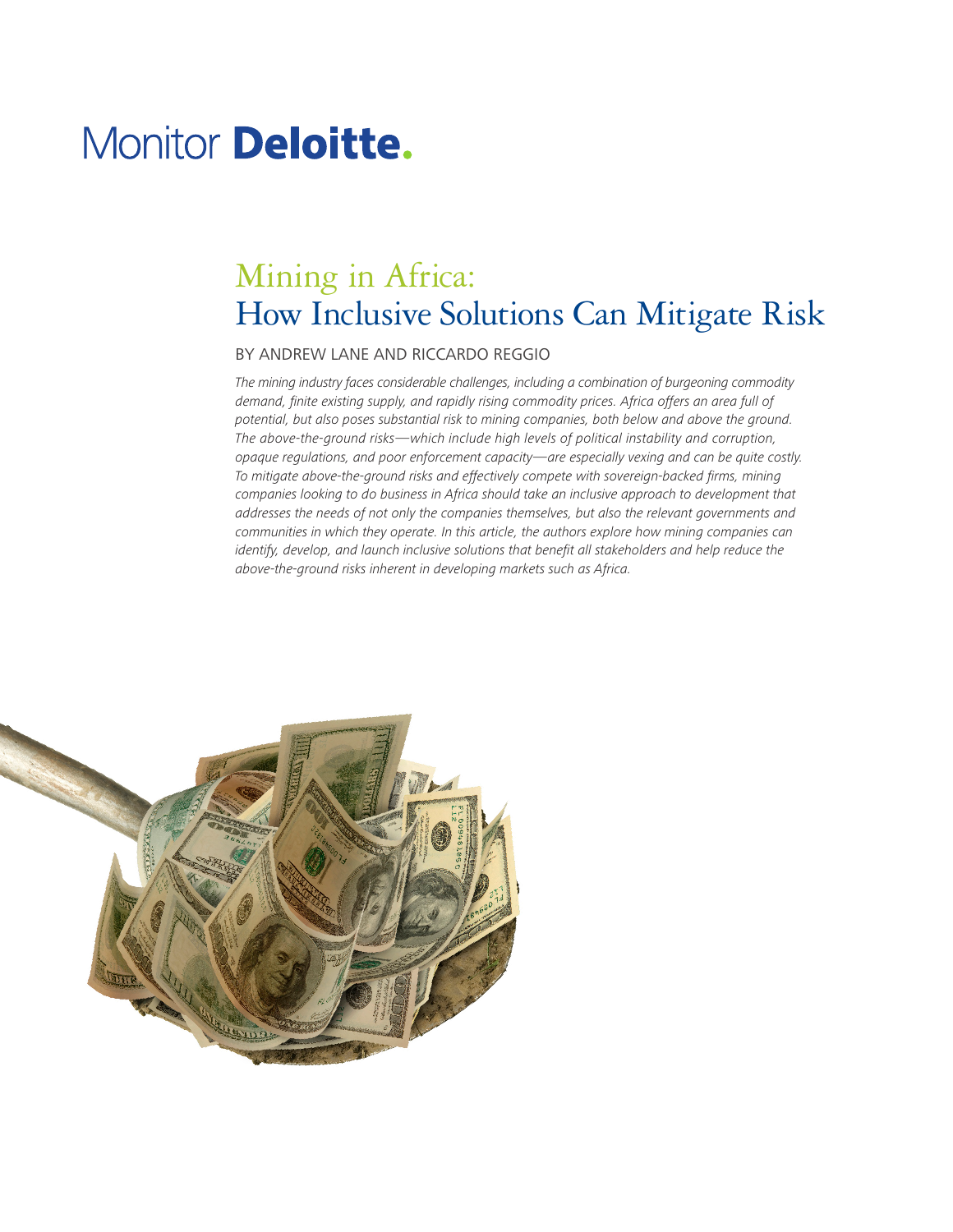Monitor **Deloitte.**

# Mining in Africa: How Inclusive Solutions Can Mitigate Risk

BY ANDREW LANE AND RICCARDO REGGIO

*The mining industry faces considerable challenges, including a combination of burgeoning commodity demand, finite existing supply, and rapidly rising commodity prices. Africa offers an area full of potential, but also poses substantial risk to mining companies, both below and above the ground. The above-the-ground risks—which include high levels of political instability and corruption, opaque regulations, and poor enforcement capacity—are especially vexing and can be quite costly. To mitigate above-the-ground risks and effectively compete with sovereign-backed firms, mining companies looking to do business in Africa should take an inclusive approach to development that addresses the needs of not only the companies themselves, but also the relevant governments and communities in which they operate. In this article, the authors explore how mining companies can identify, develop, and launch inclusive solutions that benefit all stakeholders and help reduce the above-the-ground risks inherent in developing markets such as Africa.*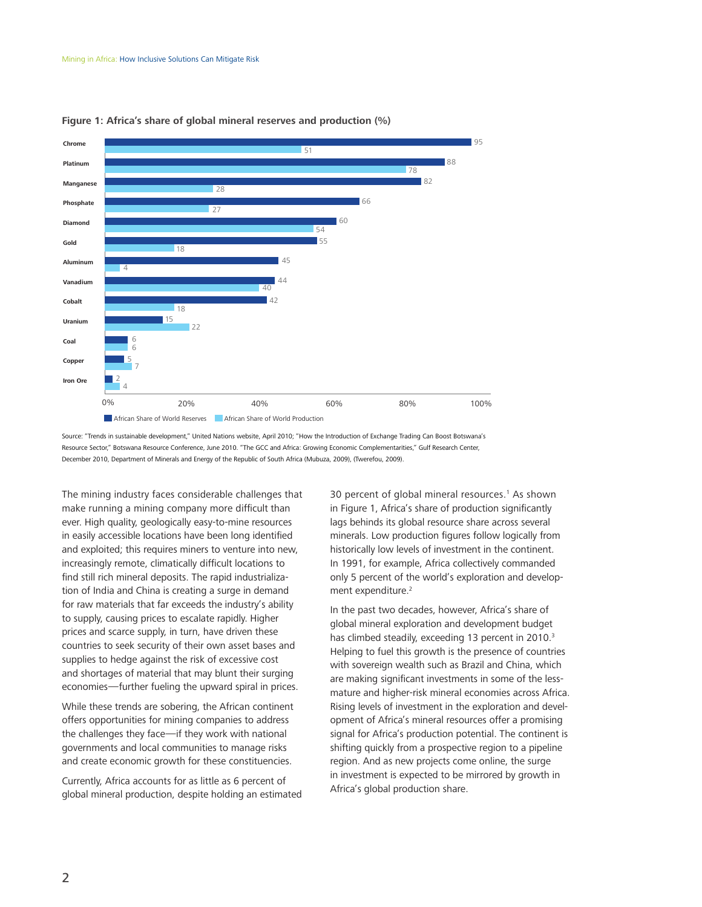**Figure 1: Africa's share of global mineral reserves and production (%)**

| Mineral | African Share of World Reserves | African Share of World Production |
| --- | --- | --- |
| Chrome | 95 | 51 |
| Platinum | 88 | 78 |
| Manganese | 82 | 28 |
| Phosphate | 66 | 27 |
| Diamond | 60 | 54 |
| Gold | 55 | 18 |
| Aluminum | 45 | 4 |
| Vanadium | 44 | 40 |
| Cobalt | 42 | 18 |
| Uranium | 15 | 22 |
| Coal | 6 | 6 |
| Copper | 5 | 7 |
| Iron Ore | 2 | 4 |

Source: "Trends in sustainable development," United Nations website, April 2010; "How the Introduction of Exchange Trading Can Boost Botswana's Resource Sector," Botswana Resource Conference, June 2010. "The GCC and Africa: Growing Economic Complementarities," Gulf Research Center, December 2010, Department of Minerals and Energy of the Republic of South Africa (Mubuza, 2009), (Twerefou, 2009).

The mining industry faces considerable challenges that make running a mining company more difficult than ever. High quality, geologically easy-to-mine resources in easily accessible locations have been long identified and exploited; this requires miners to venture into new, increasingly remote, climatically difficult locations to find still rich mineral deposits. The rapid industrialization of India and China is creating a surge in demand for raw materials that far exceeds the industry's ability to supply, causing prices to escalate rapidly. Higher prices and scarce supply, in turn, have driven these countries to seek security of their own asset bases and supplies to hedge against the risk of excessive cost and shortages of material that may blunt their surging economies—further fueling the upward spiral in prices.

While these trends are sobering, the African continent offers opportunities for mining companies to address the challenges they face—if they work with national governments and local communities to manage risks and create economic growth for these constituencies.

Currently, Africa accounts for as little as 6 percent of global mineral production, despite holding an estimated 30 percent of global mineral resources.[1] As shown in Figure 1, Africa's share of production significantly lags behinds its global resource share across several minerals. Low production figures follow logically from historically low levels of investment in the continent. In 1991, for example, Africa collectively commanded only 5 percent of the world's exploration and development expenditure.[2]

In the past two decades, however, Africa's share of global mineral exploration and development budget has climbed steadily, exceeding 13 percent in 2010.[3] Helping to fuel this growth is the presence of countries with sovereign wealth such as Brazil and China, which are making significant investments in some of the less-mature and higher-risk mineral economies across Africa. Rising levels of investment in the exploration and development of Africa's mineral resources offer a promising signal for Africa's production potential. The continent is shifting quickly from a prospective region to a pipeline region. And as new projects come online, the surge in investment is expected to be mirrored by growth in Africa's global production share.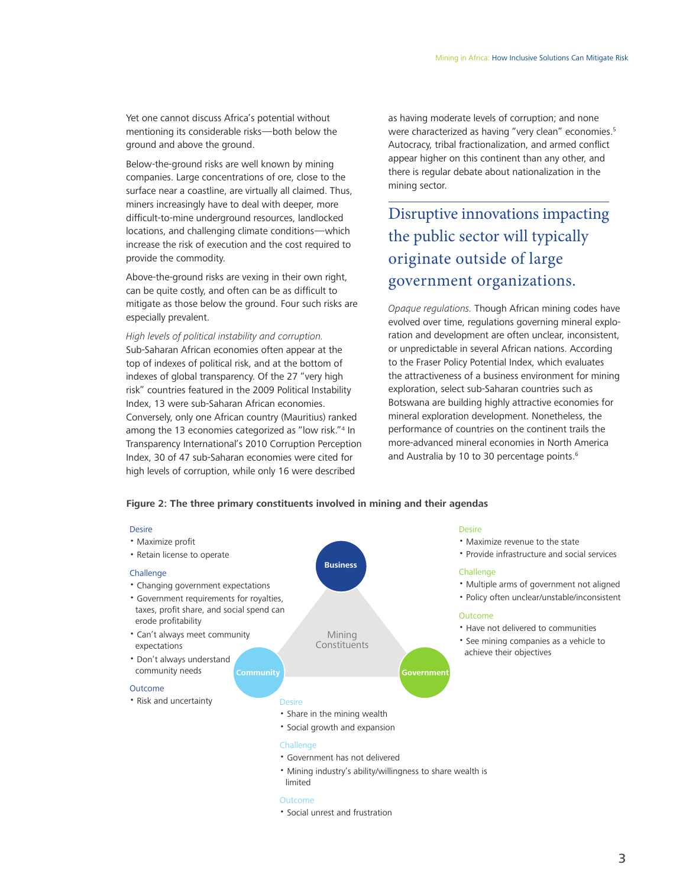Yet one cannot discuss Africa's potential without mentioning its considerable risks—both below the ground and above the ground.

Below-the-ground risks are well known by mining companies. Large concentrations of ore, close to the surface near a coastline, are virtually all claimed. Thus, miners increasingly have to deal with deeper, more difficult-to-mine underground resources, landlocked locations, and challenging climate conditions—which increase the risk of execution and the cost required to provide the commodity.

Above-the-ground risks are vexing in their own right, can be quite costly, and often can be as difficult to mitigate as those below the ground. Four such risks are especially prevalent.

*High levels of political instability and corruption.* Sub-Saharan African economies often appear at the top of indexes of political risk, and at the bottom of indexes of global transparency. Of the 27 "very high risk" countries featured in the 2009 Political Instability Index, 13 were sub-Saharan African economies. Conversely, only one African country (Mauritius) ranked among the 13 economies categorized as "low risk."[4] In Transparency International's 2010 Corruption Perception Index, 30 of 47 sub-Saharan economies were cited for high levels of corruption, while only 16 were described as having moderate levels of corruption; and none were characterized as having "very clean" economies.[5] Autocracy, tribal fractionalization, and armed conflict appear higher on this continent than any other, and there is regular debate about nationalization in the mining sector.

> Disruptive innovations impacting the public sector will typically originate outside of large government organizations.

*Opaque regulations.* Though African mining codes have evolved over time, regulations governing mineral exploration and development are often unclear, inconsistent, or unpredictable in several African nations. According to the Fraser Policy Potential Index, which evaluates the attractiveness of a business environment for mining exploration, select sub-Saharan countries such as Botswana are building highly attractive economies for mineral exploration development. Nonetheless, the performance of countries on the continent trails the more-advanced mineral economies in North America and Australia by 10 to 30 percentage points.[6]

**Figure 2: The three primary constituents involved in mining and their agendas**

Mining Constituents

**Business**

Desire
- Maximize profit
- Retain license to operate

Challenge
- Changing government expectations
- Government requirements for royalties, taxes, profit share, and social spend can erode profitability
- Can't always meet community expectations
- Don't always understand community needs

Outcome
- Risk and uncertainty

**Government**

Desire
- Maximize revenue to the state
- Provide infrastructure and social services

Challenge
- Multiple arms of government not aligned
- Policy often unclear/unstable/inconsistent

Outcome
- Have not delivered to communities
- See mining companies as a vehicle to achieve their objectives

**Community**

Desire
- Share in the mining wealth
- Social growth and expansion

Challenge
- Government has not delivered
- Mining industry's ability/willingness to share wealth is limited

Outcome
- Social unrest and frustration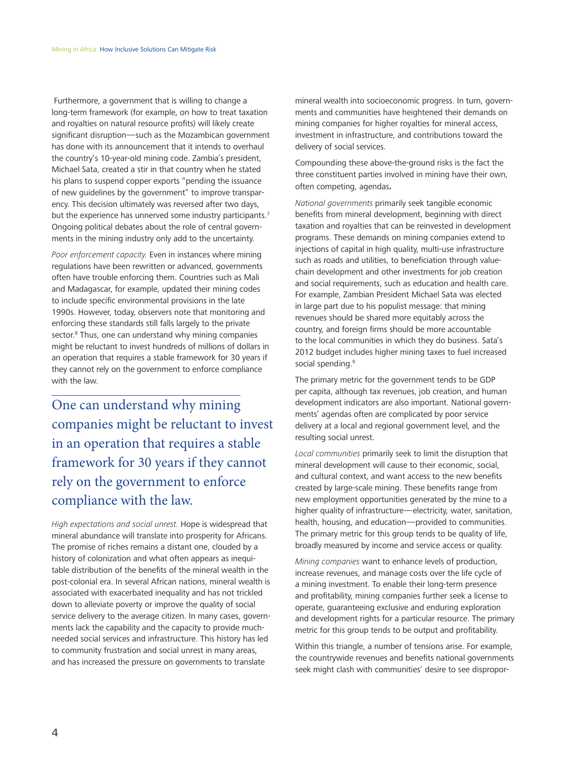Furthermore, a government that is willing to change a long-term framework (for example, on how to treat taxation and royalties on natural resource profits) will likely create significant disruption—such as the Mozambican government has done with its announcement that it intends to overhaul the country's 10-year-old mining code. Zambia's president, Michael Sata, created a stir in that country when he stated his plans to suspend copper exports "pending the issuance of new guidelines by the government" to improve transparency. This decision ultimately was reversed after two days, but the experience has unnerved some industry participants.[7] Ongoing political debates about the role of central governments in the mining industry only add to the uncertainty.

*Poor enforcement capacity.* Even in instances where mining regulations have been rewritten or advanced, governments often have trouble enforcing them. Countries such as Mali and Madagascar, for example, updated their mining codes to include specific environmental provisions in the late 1990s. However, today, observers note that monitoring and enforcing these standards still falls largely to the private sector.[8] Thus, one can understand why mining companies might be reluctant to invest hundreds of millions of dollars in an operation that requires a stable framework for 30 years if they cannot rely on the government to enforce compliance with the law.

> One can understand why mining companies might be reluctant to invest in an operation that requires a stable framework for 30 years if they cannot rely on the government to enforce compliance with the law.

*High expectations and social unrest.* Hope is widespread that mineral abundance will translate into prosperity for Africans. The promise of riches remains a distant one, clouded by a history of colonization and what often appears as inequitable distribution of the benefits of the mineral wealth in the post-colonial era. In several African nations, mineral wealth is associated with exacerbated inequality and has not trickled down to alleviate poverty or improve the quality of social service delivery to the average citizen. In many cases, governments lack the capability and the capacity to provide much-needed social services and infrastructure. This history has led to community frustration and social unrest in many areas, and has increased the pressure on governments to translate mineral wealth into socioeconomic progress. In turn, governments and communities have heightened their demands on mining companies for higher royalties for mineral access, investment in infrastructure, and contributions toward the delivery of social services.

Compounding these above-the-ground risks is the fact the three constituent parties involved in mining have their own, often competing, agendas**.**

*National governments* primarily seek tangible economic benefits from mineral development, beginning with direct taxation and royalties that can be reinvested in development programs. These demands on mining companies extend to injections of capital in high quality, multi-use infrastructure such as roads and utilities, to beneficiation through value-chain development and other investments for job creation and social requirements, such as education and health care. For example, Zambian President Michael Sata was elected in large part due to his populist message: that mining revenues should be shared more equitably across the country, and foreign firms should be more accountable to the local communities in which they do business. Sata's 2012 budget includes higher mining taxes to fuel increased social spending.[9]

The primary metric for the government tends to be GDP per capita, although tax revenues, job creation, and human development indicators are also important. National governments' agendas often are complicated by poor service delivery at a local and regional government level, and the resulting social unrest.

*Local communities* primarily seek to limit the disruption that mineral development will cause to their economic, social, and cultural context, and want access to the new benefits created by large-scale mining. These benefits range from new employment opportunities generated by the mine to a higher quality of infrastructure—electricity, water, sanitation, health, housing, and education—provided to communities. The primary metric for this group tends to be quality of life, broadly measured by income and service access or quality.

*Mining companies* want to enhance levels of production, increase revenues, and manage costs over the life cycle of a mining investment. To enable their long-term presence and profitability, mining companies further seek a license to operate, guaranteeing exclusive and enduring exploration and development rights for a particular resource. The primary metric for this group tends to be output and profitability.

Within this triangle, a number of tensions arise. For example, the countrywide revenues and benefits national governments seek might clash with communities' desire to see dispropor-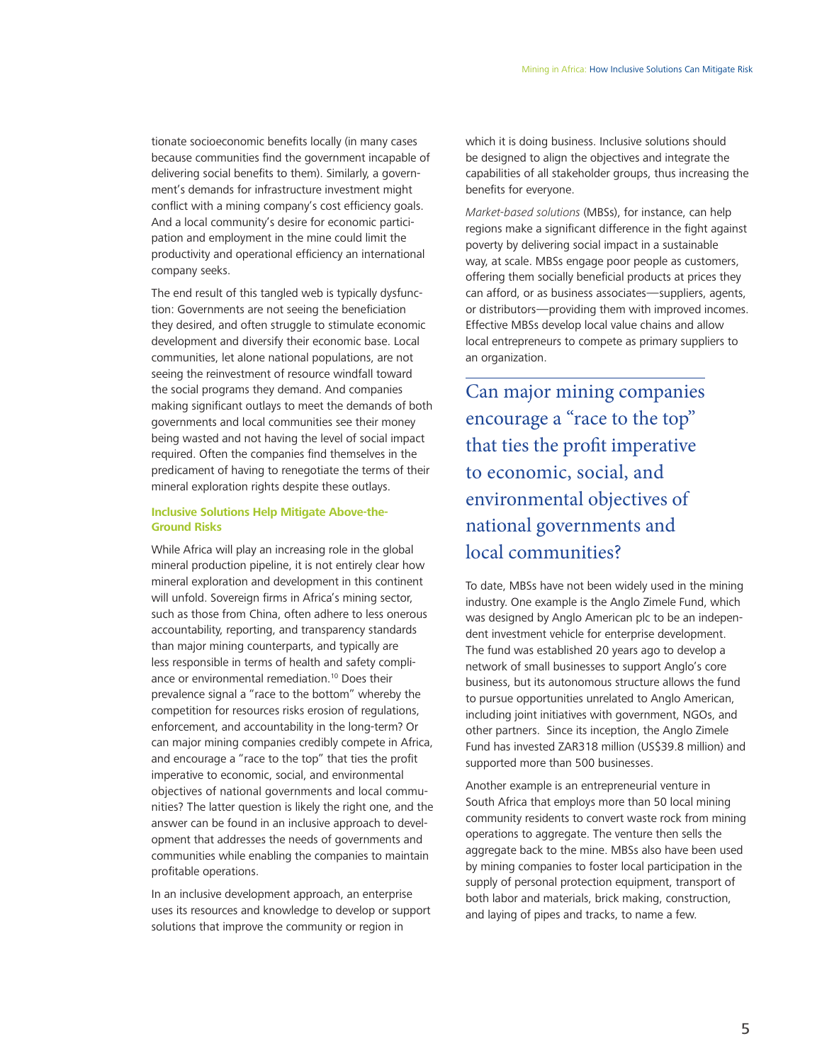tionate socioeconomic benefits locally (in many cases because communities find the government incapable of delivering social benefits to them). Similarly, a government's demands for infrastructure investment might conflict with a mining company's cost efficiency goals. And a local community's desire for economic participation and employment in the mine could limit the productivity and operational efficiency an international company seeks.

The end result of this tangled web is typically dysfunction: Governments are not seeing the beneficiation they desired, and often struggle to stimulate economic development and diversify their economic base. Local communities, let alone national populations, are not seeing the reinvestment of resource windfall toward the social programs they demand. And companies making significant outlays to meet the demands of both governments and local communities see their money being wasted and not having the level of social impact required. Often the companies find themselves in the predicament of having to renegotiate the terms of their mineral exploration rights despite these outlays.

### Inclusive Solutions Help Mitigate Above-the-Ground Risks

While Africa will play an increasing role in the global mineral production pipeline, it is not entirely clear how mineral exploration and development in this continent will unfold. Sovereign firms in Africa's mining sector, such as those from China, often adhere to less onerous accountability, reporting, and transparency standards than major mining counterparts, and typically are less responsible in terms of health and safety compliance or environmental remediation.[10] Does their prevalence signal a "race to the bottom" whereby the competition for resources risks erosion of regulations, enforcement, and accountability in the long-term? Or can major mining companies credibly compete in Africa, and encourage a "race to the top" that ties the profit imperative to economic, social, and environmental objectives of national governments and local communities? The latter question is likely the right one, and the answer can be found in an inclusive approach to development that addresses the needs of governments and communities while enabling the companies to maintain profitable operations.

In an inclusive development approach, an enterprise uses its resources and knowledge to develop or support solutions that improve the community or region in which it is doing business. Inclusive solutions should be designed to align the objectives and integrate the capabilities of all stakeholder groups, thus increasing the benefits for everyone.

*Market-based solutions* (MBSs), for instance, can help regions make a significant difference in the fight against poverty by delivering social impact in a sustainable way, at scale. MBSs engage poor people as customers, offering them socially beneficial products at prices they can afford, or as business associates—suppliers, agents, or distributors—providing them with improved incomes. Effective MBSs develop local value chains and allow local entrepreneurs to compete as primary suppliers to an organization.

> Can major mining companies encourage a "race to the top" that ties the profit imperative to economic, social, and environmental objectives of national governments and local communities?

To date, MBSs have not been widely used in the mining industry. One example is the Anglo Zimele Fund, which was designed by Anglo American plc to be an independent investment vehicle for enterprise development. The fund was established 20 years ago to develop a network of small businesses to support Anglo's core business, but its autonomous structure allows the fund to pursue opportunities unrelated to Anglo American, including joint initiatives with government, NGOs, and other partners. Since its inception, the Anglo Zimele Fund has invested ZAR318 million (US$39.8 million) and supported more than 500 businesses.

Another example is an entrepreneurial venture in South Africa that employs more than 50 local mining community residents to convert waste rock from mining operations to aggregate. The venture then sells the aggregate back to the mine. MBSs also have been used by mining companies to foster local participation in the supply of personal protection equipment, transport of both labor and materials, brick making, construction, and laying of pipes and tracks, to name a few.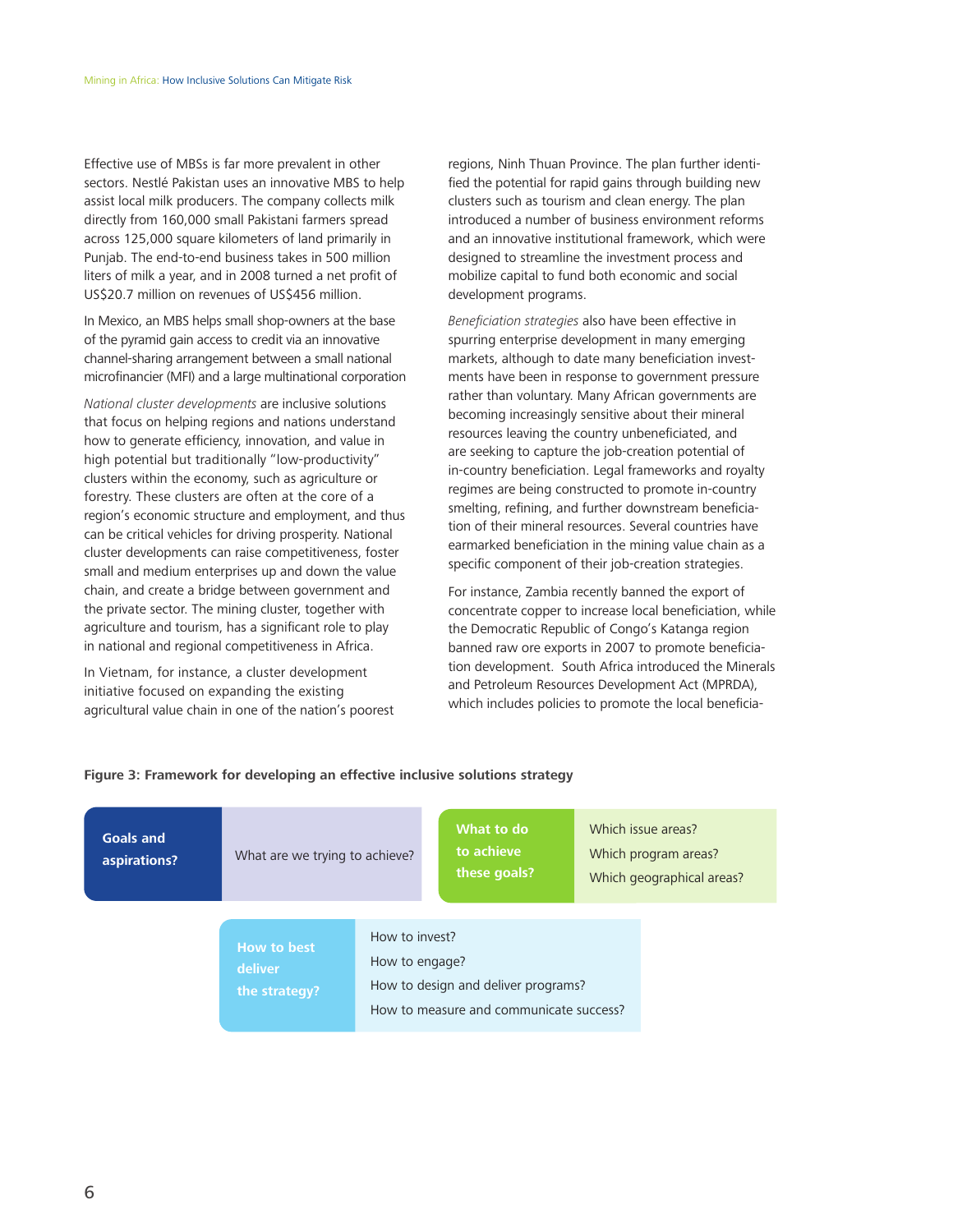Effective use of MBSs is far more prevalent in other sectors. Nestlé Pakistan uses an innovative MBS to help assist local milk producers. The company collects milk directly from 160,000 small Pakistani farmers spread across 125,000 square kilometers of land primarily in Punjab. The end-to-end business takes in 500 million liters of milk a year, and in 2008 turned a net profit of US$20.7 million on revenues of US$456 million.

In Mexico, an MBS helps small shop-owners at the base of the pyramid gain access to credit via an innovative channel-sharing arrangement between a small national microfinancier (MFI) and a large multinational corporation

*National cluster developments* are inclusive solutions that focus on helping regions and nations understand how to generate efficiency, innovation, and value in high potential but traditionally "low-productivity" clusters within the economy, such as agriculture or forestry. These clusters are often at the core of a region's economic structure and employment, and thus can be critical vehicles for driving prosperity. National cluster developments can raise competitiveness, foster small and medium enterprises up and down the value chain, and create a bridge between government and the private sector. The mining cluster, together with agriculture and tourism, has a significant role to play in national and regional competitiveness in Africa.

In Vietnam, for instance, a cluster development initiative focused on expanding the existing agricultural value chain in one of the nation's poorest regions, Ninh Thuan Province. The plan further identified the potential for rapid gains through building new clusters such as tourism and clean energy. The plan introduced a number of business environment reforms and an innovative institutional framework, which were designed to streamline the investment process and mobilize capital to fund both economic and social development programs.

*Beneficiation strategies* also have been effective in spurring enterprise development in many emerging markets, although to date many beneficiation investments have been in response to government pressure rather than voluntary. Many African governments are becoming increasingly sensitive about their mineral resources leaving the country unbeneficiated, and are seeking to capture the job-creation potential of in-country beneficiation. Legal frameworks and royalty regimes are being constructed to promote in-country smelting, refining, and further downstream beneficiation of their mineral resources. Several countries have earmarked beneficiation in the mining value chain as a specific component of their job-creation strategies.

For instance, Zambia recently banned the export of concentrate copper to increase local beneficiation, while the Democratic Republic of Congo's Katanga region banned raw ore exports in 2007 to promote beneficiation development. South Africa introduced the Minerals and Petroleum Resources Development Act (MPRDA), which includes policies to promote the local beneficia-

**Figure 3: Framework for developing an effective inclusive solutions strategy**

| | |
|---|---|
| **Goals and aspirations?** | What are we trying to achieve? |
| **What to do to achieve these goals?** | Which issue areas?<br>Which program areas?<br>Which geographical areas? |
| **How to best deliver the strategy?** | How to invest?<br>How to engage?<br>How to design and deliver programs?<br>How to measure and communicate success? |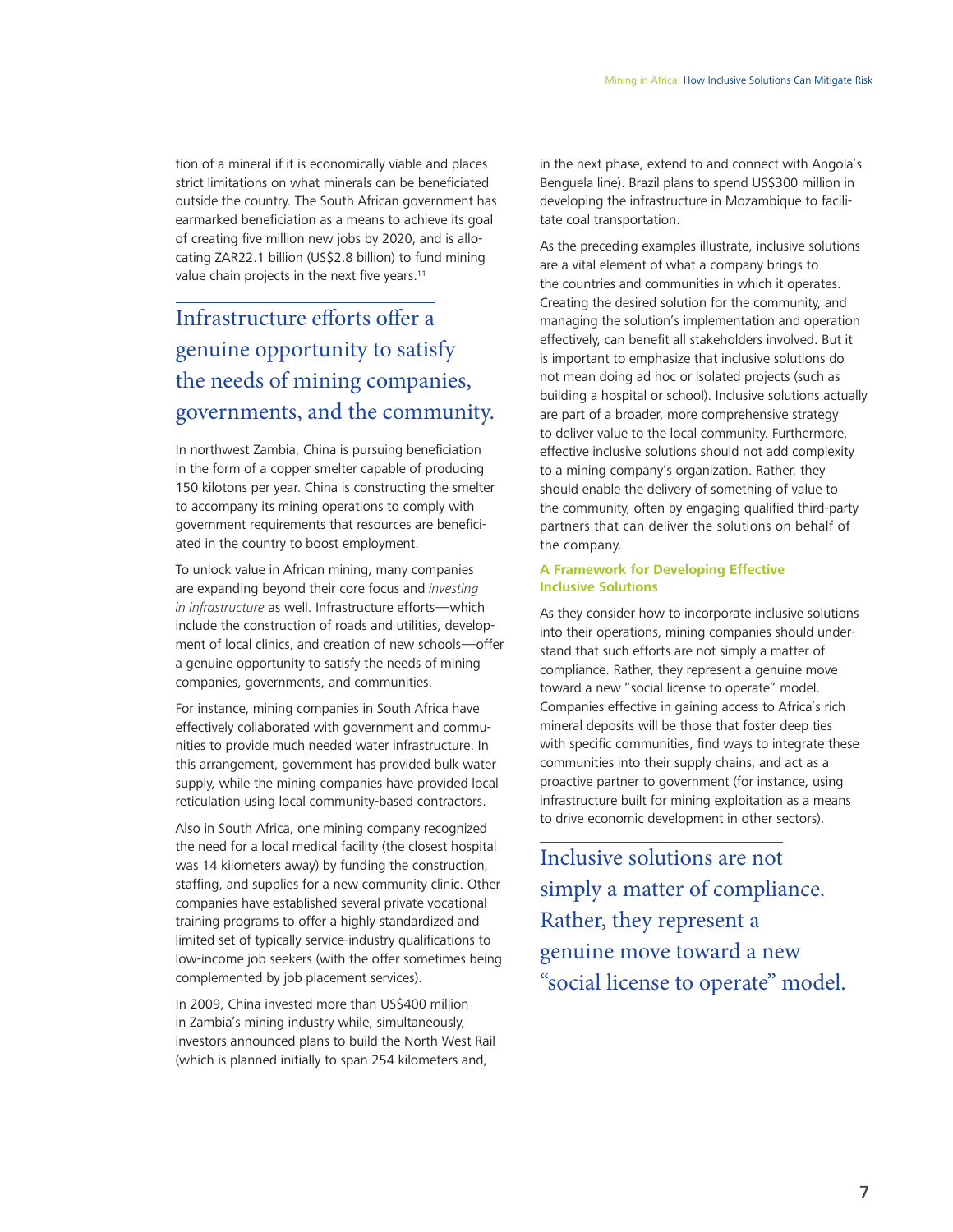tion of a mineral if it is economically viable and places strict limitations on what minerals can be beneficiated outside the country. The South African government has earmarked beneficiation as a means to achieve its goal of creating five million new jobs by 2020, and is allocating ZAR22.1 billion (US$2.8 billion) to fund mining value chain projects in the next five years.[11]

> Infrastructure efforts offer a genuine opportunity to satisfy the needs of mining companies, governments, and the community.

In northwest Zambia, China is pursuing beneficiation in the form of a copper smelter capable of producing 150 kilotons per year. China is constructing the smelter to accompany its mining operations to comply with government requirements that resources are beneficiated in the country to boost employment.

To unlock value in African mining, many companies are expanding beyond their core focus and *investing in infrastructure* as well. Infrastructure efforts—which include the construction of roads and utilities, development of local clinics, and creation of new schools—offer a genuine opportunity to satisfy the needs of mining companies, governments, and communities.

For instance, mining companies in South Africa have effectively collaborated with government and communities to provide much needed water infrastructure. In this arrangement, government has provided bulk water supply, while the mining companies have provided local reticulation using local community-based contractors.

Also in South Africa, one mining company recognized the need for a local medical facility (the closest hospital was 14 kilometers away) by funding the construction, staffing, and supplies for a new community clinic. Other companies have established several private vocational training programs to offer a highly standardized and limited set of typically service-industry qualifications to low-income job seekers (with the offer sometimes being complemented by job placement services).

In 2009, China invested more than US$400 million in Zambia's mining industry while, simultaneously, investors announced plans to build the North West Rail (which is planned initially to span 254 kilometers and, in the next phase, extend to and connect with Angola's Benguela line). Brazil plans to spend US$300 million in developing the infrastructure in Mozambique to facilitate coal transportation.

As the preceding examples illustrate, inclusive solutions are a vital element of what a company brings to the countries and communities in which it operates. Creating the desired solution for the community, and managing the solution's implementation and operation effectively, can benefit all stakeholders involved. But it is important to emphasize that inclusive solutions do not mean doing ad hoc or isolated projects (such as building a hospital or school). Inclusive solutions actually are part of a broader, more comprehensive strategy to deliver value to the local community. Furthermore, effective inclusive solutions should not add complexity to a mining company's organization. Rather, they should enable the delivery of something of value to the community, often by engaging qualified third-party partners that can deliver the solutions on behalf of the company.

### A Framework for Developing Effective Inclusive Solutions

As they consider how to incorporate inclusive solutions into their operations, mining companies should understand that such efforts are not simply a matter of compliance. Rather, they represent a genuine move toward a new "social license to operate" model. Companies effective in gaining access to Africa's rich mineral deposits will be those that foster deep ties with specific communities, find ways to integrate these communities into their supply chains, and act as a proactive partner to government (for instance, using infrastructure built for mining exploitation as a means to drive economic development in other sectors).

> Inclusive solutions are not simply a matter of compliance. Rather, they represent a genuine move toward a new "social license to operate" model.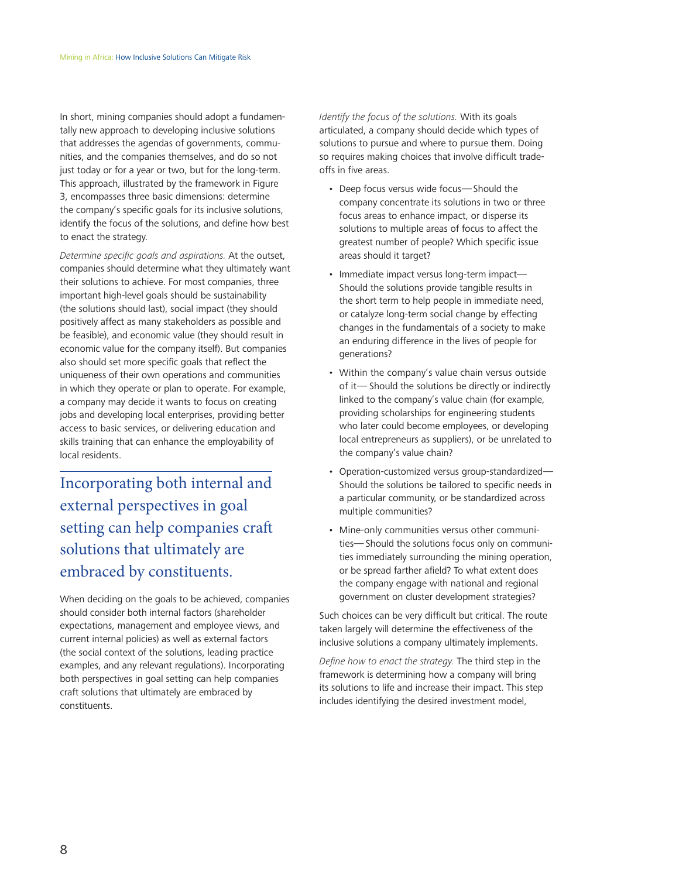In short, mining companies should adopt a fundamentally new approach to developing inclusive solutions that addresses the agendas of governments, communities, and the companies themselves, and do so not just today or for a year or two, but for the long-term. This approach, illustrated by the framework in Figure 3, encompasses three basic dimensions: determine the company's specific goals for its inclusive solutions, identify the focus of the solutions, and define how best to enact the strategy.

*Determine specific goals and aspirations.* At the outset, companies should determine what they ultimately want their solutions to achieve. For most companies, three important high-level goals should be sustainability (the solutions should last), social impact (they should positively affect as many stakeholders as possible and be feasible), and economic value (they should result in economic value for the company itself). But companies also should set more specific goals that reflect the uniqueness of their own operations and communities in which they operate or plan to operate. For example, a company may decide it wants to focus on creating jobs and developing local enterprises, providing better access to basic services, or delivering education and skills training that can enhance the employability of local residents.

> Incorporating both internal and external perspectives in goal setting can help companies craft solutions that ultimately are embraced by constituents.

When deciding on the goals to be achieved, companies should consider both internal factors (shareholder expectations, management and employee views, and current internal policies) as well as external factors (the social context of the solutions, leading practice examples, and any relevant regulations). Incorporating both perspectives in goal setting can help companies craft solutions that ultimately are embraced by constituents.

*Identify the focus of the solutions.* With its goals articulated, a company should decide which types of solutions to pursue and where to pursue them. Doing so requires making choices that involve difficult trade-offs in five areas.

- Deep focus versus wide focus—Should the company concentrate its solutions in two or three focus areas to enhance impact, or disperse its solutions to multiple areas of focus to affect the greatest number of people? Which specific issue areas should it target?
- Immediate impact versus long-term impact—Should the solutions provide tangible results in the short term to help people in immediate need, or catalyze long-term social change by effecting changes in the fundamentals of a society to make an enduring difference in the lives of people for generations?
- Within the company's value chain versus outside of it—Should the solutions be directly or indirectly linked to the company's value chain (for example, providing scholarships for engineering students who later could become employees, or developing local entrepreneurs as suppliers), or be unrelated to the company's value chain?
- Operation-customized versus group-standardized—Should the solutions be tailored to specific needs in a particular community, or be standardized across multiple communities?
- Mine-only communities versus other communities—Should the solutions focus only on communities immediately surrounding the mining operation, or be spread farther afield? To what extent does the company engage with national and regional government on cluster development strategies?

Such choices can be very difficult but critical. The route taken largely will determine the effectiveness of the inclusive solutions a company ultimately implements.

*Define how to enact the strategy.* The third step in the framework is determining how a company will bring its solutions to life and increase their impact. This step includes identifying the desired investment model,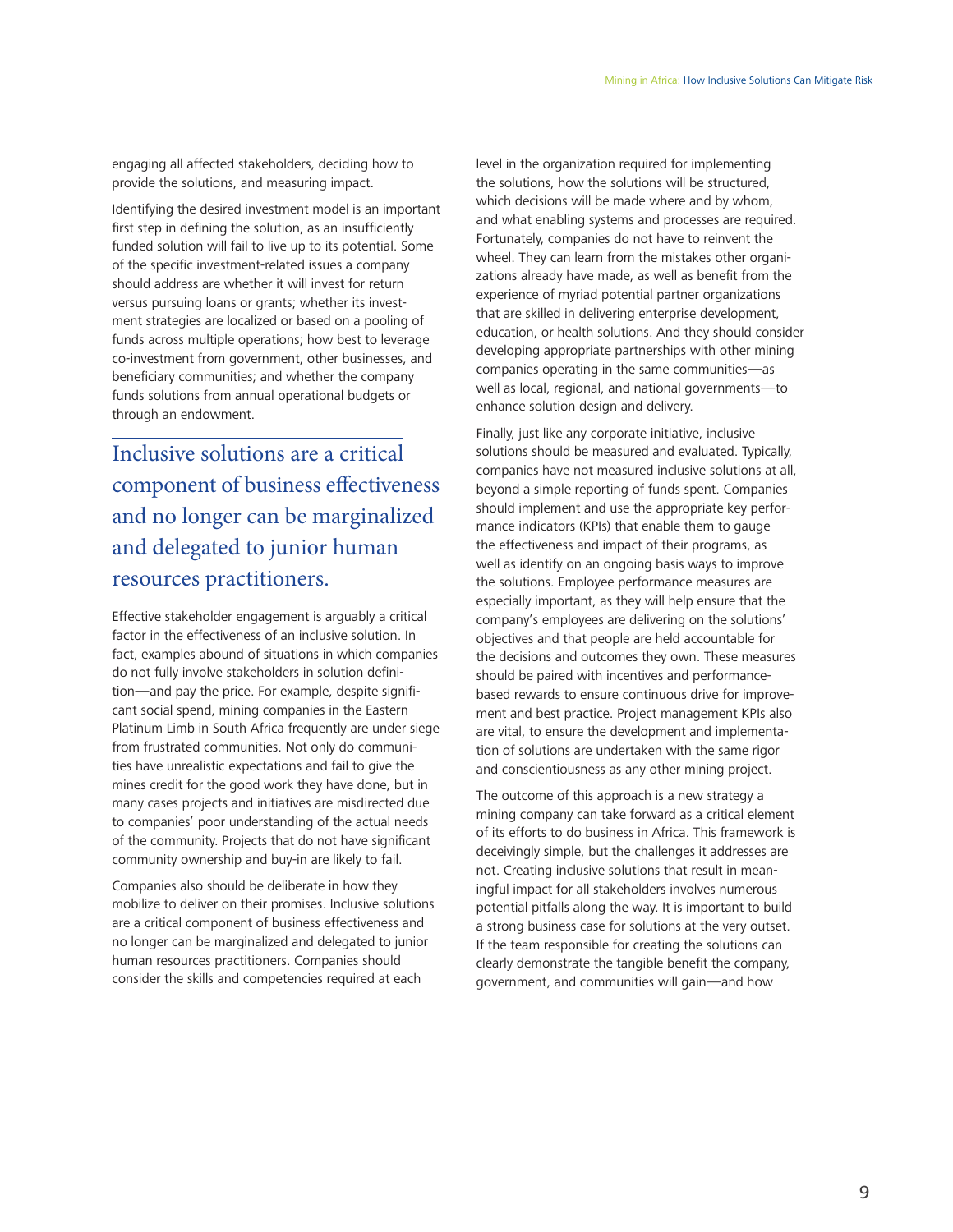engaging all affected stakeholders, deciding how to provide the solutions, and measuring impact.

Identifying the desired investment model is an important first step in defining the solution, as an insufficiently funded solution will fail to live up to its potential. Some of the specific investment-related issues a company should address are whether it will invest for return versus pursuing loans or grants; whether its investment strategies are localized or based on a pooling of funds across multiple operations; how best to leverage co-investment from government, other businesses, and beneficiary communities; and whether the company funds solutions from annual operational budgets or through an endowment.

> Inclusive solutions are a critical component of business effectiveness and no longer can be marginalized and delegated to junior human resources practitioners.

Effective stakeholder engagement is arguably a critical factor in the effectiveness of an inclusive solution. In fact, examples abound of situations in which companies do not fully involve stakeholders in solution definition—and pay the price. For example, despite significant social spend, mining companies in the Eastern Platinum Limb in South Africa frequently are under siege from frustrated communities. Not only do communities have unrealistic expectations and fail to give the mines credit for the good work they have done, but in many cases projects and initiatives are misdirected due to companies' poor understanding of the actual needs of the community. Projects that do not have significant community ownership and buy-in are likely to fail.

Companies also should be deliberate in how they mobilize to deliver on their promises. Inclusive solutions are a critical component of business effectiveness and no longer can be marginalized and delegated to junior human resources practitioners. Companies should consider the skills and competencies required at each level in the organization required for implementing the solutions, how the solutions will be structured, which decisions will be made where and by whom, and what enabling systems and processes are required. Fortunately, companies do not have to reinvent the wheel. They can learn from the mistakes other organizations already have made, as well as benefit from the experience of myriad potential partner organizations that are skilled in delivering enterprise development, education, or health solutions. And they should consider developing appropriate partnerships with other mining companies operating in the same communities—as well as local, regional, and national governments—to enhance solution design and delivery.

Finally, just like any corporate initiative, inclusive solutions should be measured and evaluated. Typically, companies have not measured inclusive solutions at all, beyond a simple reporting of funds spent. Companies should implement and use the appropriate key performance indicators (KPIs) that enable them to gauge the effectiveness and impact of their programs, as well as identify on an ongoing basis ways to improve the solutions. Employee performance measures are especially important, as they will help ensure that the company's employees are delivering on the solutions' objectives and that people are held accountable for the decisions and outcomes they own. These measures should be paired with incentives and performance-based rewards to ensure continuous drive for improvement and best practice. Project management KPIs also are vital, to ensure the development and implementation of solutions are undertaken with the same rigor and conscientiousness as any other mining project.

The outcome of this approach is a new strategy a mining company can take forward as a critical element of its efforts to do business in Africa. This framework is deceivingly simple, but the challenges it addresses are not. Creating inclusive solutions that result in meaningful impact for all stakeholders involves numerous potential pitfalls along the way. It is important to build a strong business case for solutions at the very outset. If the team responsible for creating the solutions can clearly demonstrate the tangible benefit the company, government, and communities will gain—and how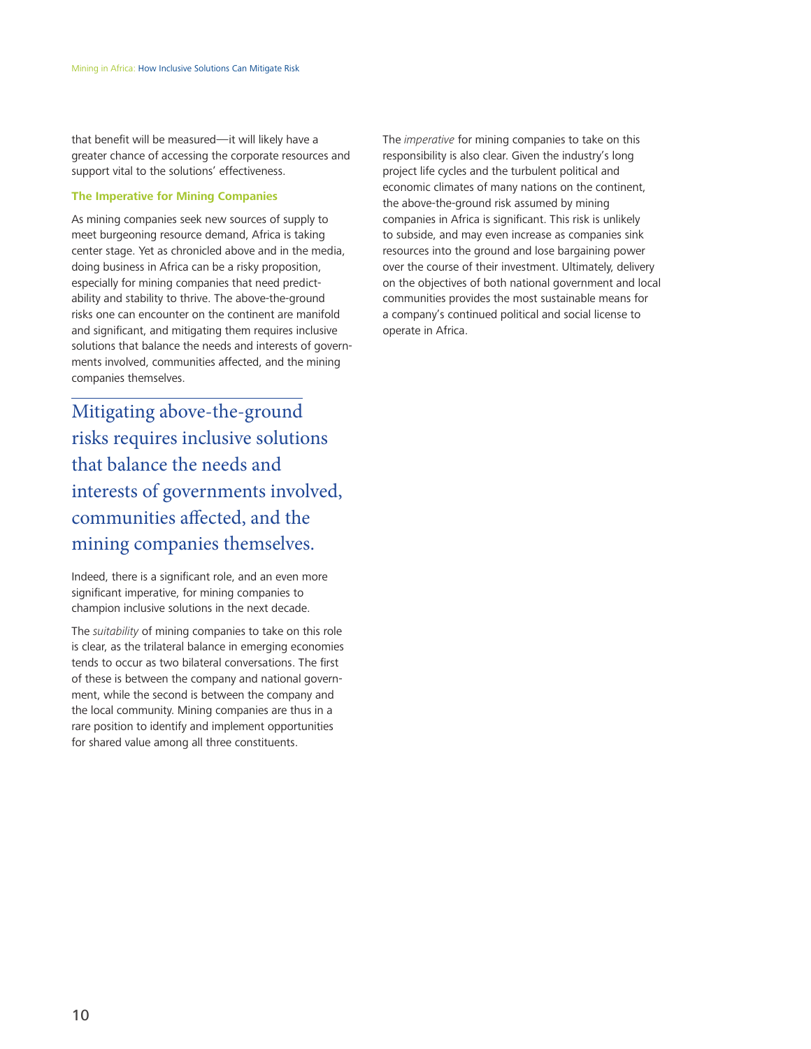that benefit will be measured—it will likely have a greater chance of accessing the corporate resources and support vital to the solutions' effectiveness.

### The Imperative for Mining Companies

As mining companies seek new sources of supply to meet burgeoning resource demand, Africa is taking center stage. Yet as chronicled above and in the media, doing business in Africa can be a risky proposition, especially for mining companies that need predictability and stability to thrive. The above-the-ground risks one can encounter on the continent are manifold and significant, and mitigating them requires inclusive solutions that balance the needs and interests of governments involved, communities affected, and the mining companies themselves.

> Mitigating above-the-ground risks requires inclusive solutions that balance the needs and interests of governments involved, communities affected, and the mining companies themselves.

Indeed, there is a significant role, and an even more significant imperative, for mining companies to champion inclusive solutions in the next decade.

The *suitability* of mining companies to take on this role is clear, as the trilateral balance in emerging economies tends to occur as two bilateral conversations. The first of these is between the company and national government, while the second is between the company and the local community. Mining companies are thus in a rare position to identify and implement opportunities for shared value among all three constituents.

The *imperative* for mining companies to take on this responsibility is also clear. Given the industry's long project life cycles and the turbulent political and economic climates of many nations on the continent, the above-the-ground risk assumed by mining companies in Africa is significant. This risk is unlikely to subside, and may even increase as companies sink resources into the ground and lose bargaining power over the course of their investment. Ultimately, delivery on the objectives of both national government and local communities provides the most sustainable means for a company's continued political and social license to operate in Africa.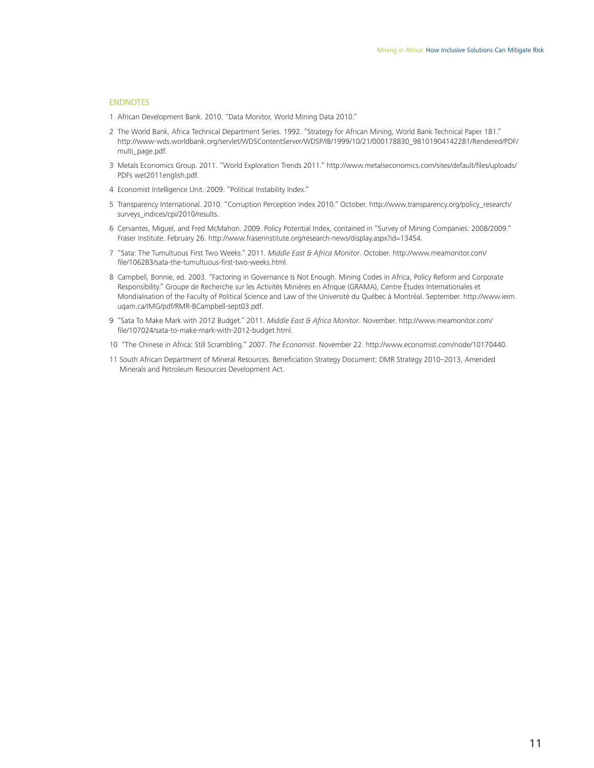## ENDNOTES

1 African Development Bank. 2010. "Data Monitor, World Mining Data 2010."

2 The World Bank, Africa Technical Department Series. 1992. "Strategy for African Mining, World Bank Technical Paper 181." http://www-wds.worldbank.org/servlet/WDSContentServer/WDSP/IB/1999/10/21/000178830_98101904142281/Rendered/PDF/multi_page.pdf.

3 Metals Economics Group. 2011. "World Exploration Trends 2011." http://www.metalseconomics.com/sites/default/files/uploads/PDFs wet2011english.pdf.

4 Economist Intelligence Unit. 2009. "Political Instability Index."

5 Transparency International. 2010. "Corruption Perception Index 2010." October. http://www.transparency.org/policy_research/surveys_indices/cpi/2010/results.

6 Cervantes, Miguel, and Fred McMahon. 2009. Policy Potential Index, contained in "Survey of Mining Companies: 2008/2009." Fraser Institute. February 26. http://www.fraserinstitute.org/research-news/display.aspx?id=13454.

7 "Sata: The Tumultuous First Two Weeks." 2011. *Middle East & Africa Monitor*. October. http://www.meamonitor.com/file/106283/sata-the-tumultuous-first-two-weeks.html.

8 Campbell, Bonnie, ed. 2003. "Factoring in Governance Is Not Enough. Mining Codes in Africa, Policy Reform and Corporate Responsibility." Groupe de Recherche sur les Activités Minières en Afrique (GRAMA), Centre Études Internationales et Mondialisation of the Faculty of Political Science and Law of the Université du Québec à Montréal. September. http://www.ieim.uqam.ca/IMG/pdf/RMR-BCampbell-sept03.pdf.

9 "Sata To Make Mark with 2012 Budget." 2011. *Middle East & Africa Monitor*. November. http://www.meamonitor.com/file/107024/sata-to-make-mark-with-2012-budget.html.

10 "The Chinese in Africa: Still Scrambling." 2007. *The Economist*. November 22. http://www.economist.com/node/10170440.

11 South African Department of Mineral Resources. Beneficiation Strategy Document: DMR Strategy 2010–2013, Amended Minerals and Petroleum Resources Development Act.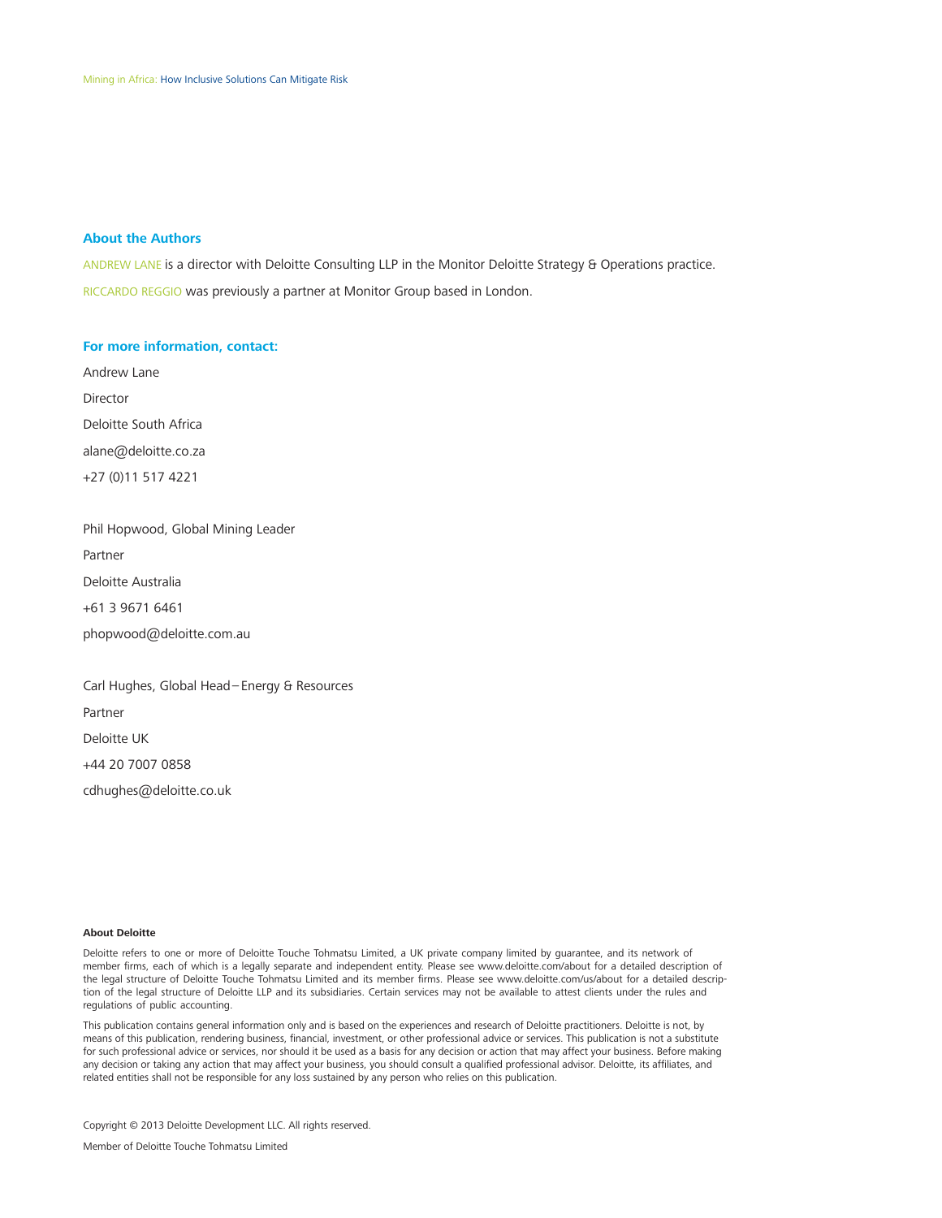## About the Authors

ANDREW LANE is a director with Deloitte Consulting LLP in the Monitor Deloitte Strategy & Operations practice.

RICCARDO REGGIO was previously a partner at Monitor Group based in London.

## For more information, contact:

Andrew Lane
Director
Deloitte South Africa
alane@deloitte.co.za
+27 (0)11 517 4221

Phil Hopwood, Global Mining Leader
Partner
Deloitte Australia
+61 3 9671 6461
phopwood@deloitte.com.au

Carl Hughes, Global Head – Energy & Resources
Partner
Deloitte UK
+44 20 7007 0858
cdhughes@deloitte.co.uk

**About Deloitte**

Deloitte refers to one or more of Deloitte Touche Tohmatsu Limited, a UK private company limited by guarantee, and its network of member firms, each of which is a legally separate and independent entity. Please see www.deloitte.com/about for a detailed description of the legal structure of Deloitte Touche Tohmatsu Limited and its member firms. Please see www.deloitte.com/us/about for a detailed description of the legal structure of Deloitte LLP and its subsidiaries. Certain services may not be available to attest clients under the rules and regulations of public accounting.

This publication contains general information only and is based on the experiences and research of Deloitte practitioners. Deloitte is not, by means of this publication, rendering business, financial, investment, or other professional advice or services. This publication is not a substitute for such professional advice or services, nor should it be used as a basis for any decision or action that may affect your business. Before making any decision or taking any action that may affect your business, you should consult a qualified professional advisor. Deloitte, its affiliates, and related entities shall not be responsible for any loss sustained by any person who relies on this publication.

Copyright © 2013 Deloitte Development LLC. All rights reserved.

Member of Deloitte Touche Tohmatsu Limited